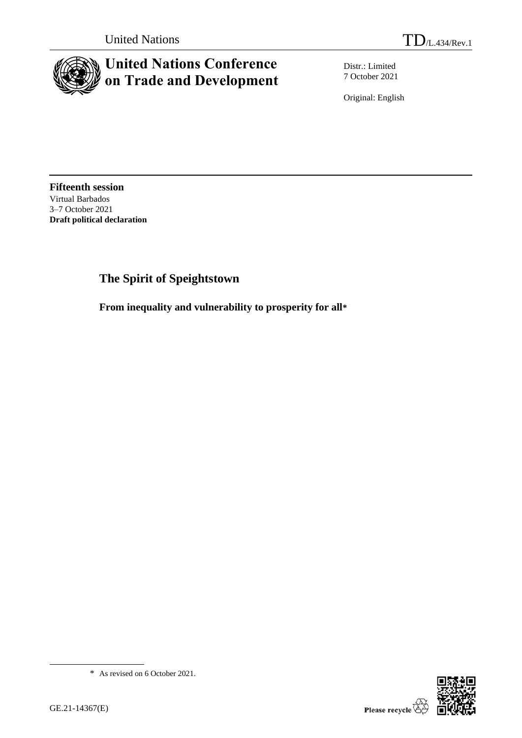United Nations

TD/L.434/Rev.1

# United Nations Conference on Trade and Development

Distr.: Limited
7 October 2021

Original: English

**Fifteenth session**
Virtual Barbados
3–7 October 2021
**Draft political declaration**

## The Spirit of Speightstown

### From inequality and vulnerability to prosperity for all*

\* As revised on 6 October 2021.

GE.21-14367(E)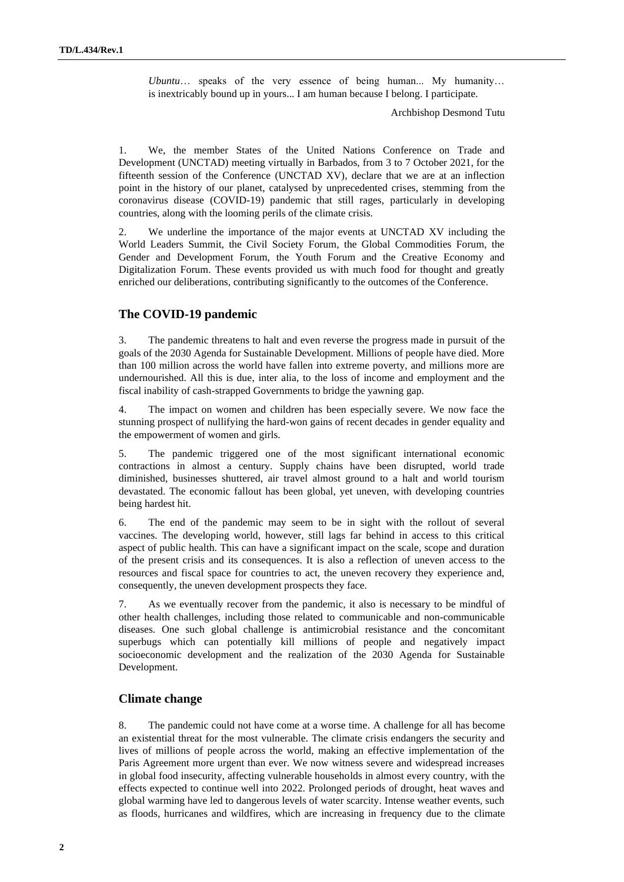*Ubuntu*… speaks of the very essence of being human... My humanity… is inextricably bound up in yours... I am human because I belong. I participate.

Archbishop Desmond Tutu

1. We, the member States of the United Nations Conference on Trade and Development (UNCTAD) meeting virtually in Barbados, from 3 to 7 October 2021, for the fifteenth session of the Conference (UNCTAD XV), declare that we are at an inflection point in the history of our planet, catalysed by unprecedented crises, stemming from the coronavirus disease (COVID-19) pandemic that still rages, particularly in developing countries, along with the looming perils of the climate crisis.

2. We underline the importance of the major events at UNCTAD XV including the World Leaders Summit, the Civil Society Forum, the Global Commodities Forum, the Gender and Development Forum, the Youth Forum and the Creative Economy and Digitalization Forum. These events provided us with much food for thought and greatly enriched our deliberations, contributing significantly to the outcomes of the Conference.

## The COVID-19 pandemic

3. The pandemic threatens to halt and even reverse the progress made in pursuit of the goals of the 2030 Agenda for Sustainable Development. Millions of people have died. More than 100 million across the world have fallen into extreme poverty, and millions more are undernourished. All this is due, inter alia, to the loss of income and employment and the fiscal inability of cash-strapped Governments to bridge the yawning gap.

4. The impact on women and children has been especially severe. We now face the stunning prospect of nullifying the hard-won gains of recent decades in gender equality and the empowerment of women and girls.

5. The pandemic triggered one of the most significant international economic contractions in almost a century. Supply chains have been disrupted, world trade diminished, businesses shuttered, air travel almost ground to a halt and world tourism devastated. The economic fallout has been global, yet uneven, with developing countries being hardest hit.

6. The end of the pandemic may seem to be in sight with the rollout of several vaccines. The developing world, however, still lags far behind in access to this critical aspect of public health. This can have a significant impact on the scale, scope and duration of the present crisis and its consequences. It is also a reflection of uneven access to the resources and fiscal space for countries to act, the uneven recovery they experience and, consequently, the uneven development prospects they face.

7. As we eventually recover from the pandemic, it also is necessary to be mindful of other health challenges, including those related to communicable and non-communicable diseases. One such global challenge is antimicrobial resistance and the concomitant superbugs which can potentially kill millions of people and negatively impact socioeconomic development and the realization of the 2030 Agenda for Sustainable Development.

## Climate change

8. The pandemic could not have come at a worse time. A challenge for all has become an existential threat for the most vulnerable. The climate crisis endangers the security and lives of millions of people across the world, making an effective implementation of the Paris Agreement more urgent than ever. We now witness severe and widespread increases in global food insecurity, affecting vulnerable households in almost every country, with the effects expected to continue well into 2022. Prolonged periods of drought, heat waves and global warming have led to dangerous levels of water scarcity. Intense weather events, such as floods, hurricanes and wildfires, which are increasing in frequency due to the climate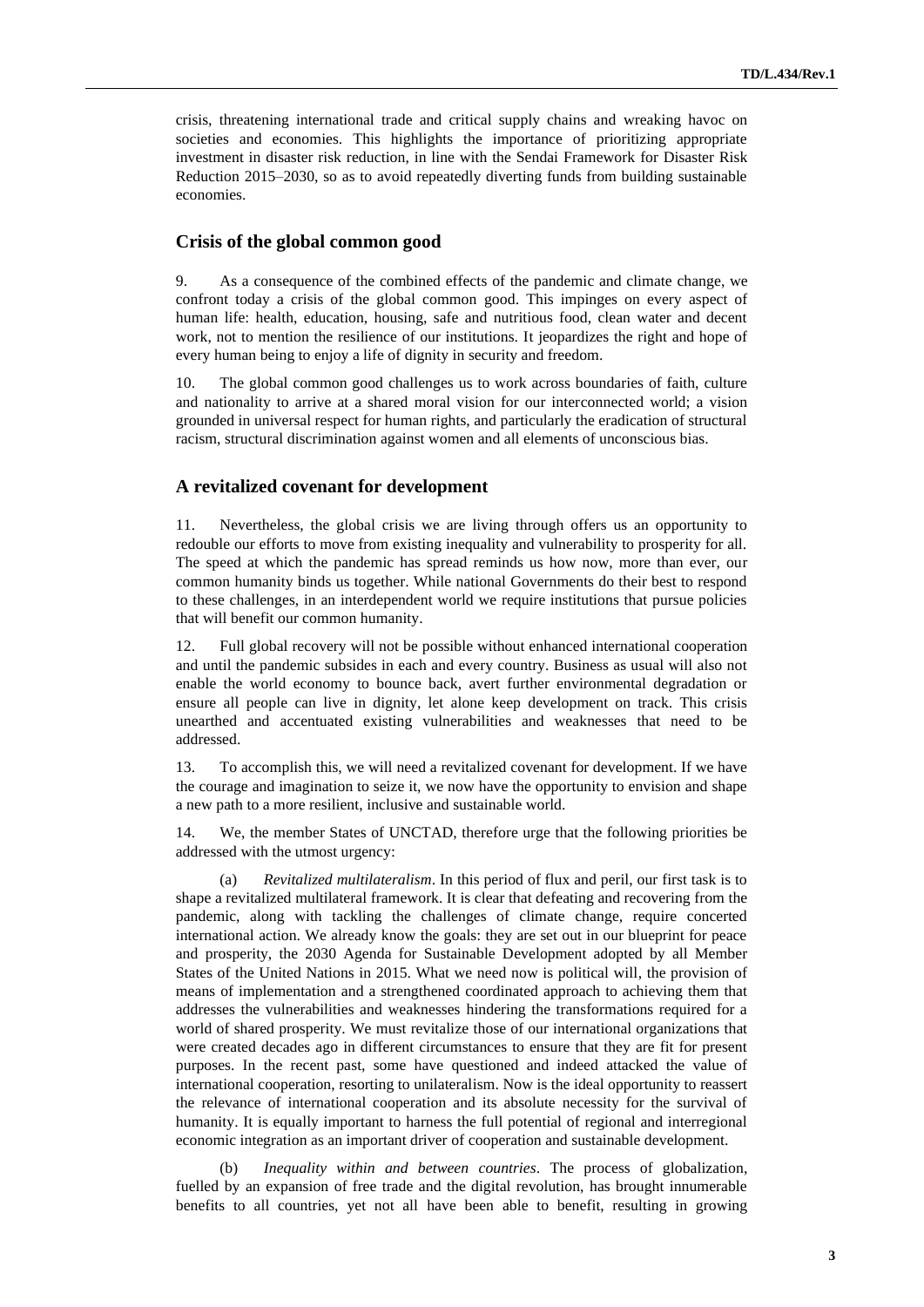crisis, threatening international trade and critical supply chains and wreaking havoc on societies and economies. This highlights the importance of prioritizing appropriate investment in disaster risk reduction, in line with the Sendai Framework for Disaster Risk Reduction 2015–2030, so as to avoid repeatedly diverting funds from building sustainable economies.

## Crisis of the global common good

9. As a consequence of the combined effects of the pandemic and climate change, we confront today a crisis of the global common good. This impinges on every aspect of human life: health, education, housing, safe and nutritious food, clean water and decent work, not to mention the resilience of our institutions. It jeopardizes the right and hope of every human being to enjoy a life of dignity in security and freedom.

10. The global common good challenges us to work across boundaries of faith, culture and nationality to arrive at a shared moral vision for our interconnected world; a vision grounded in universal respect for human rights, and particularly the eradication of structural racism, structural discrimination against women and all elements of unconscious bias.

## A revitalized covenant for development

11. Nevertheless, the global crisis we are living through offers us an opportunity to redouble our efforts to move from existing inequality and vulnerability to prosperity for all. The speed at which the pandemic has spread reminds us how now, more than ever, our common humanity binds us together. While national Governments do their best to respond to these challenges, in an interdependent world we require institutions that pursue policies that will benefit our common humanity.

12. Full global recovery will not be possible without enhanced international cooperation and until the pandemic subsides in each and every country. Business as usual will also not enable the world economy to bounce back, avert further environmental degradation or ensure all people can live in dignity, let alone keep development on track. This crisis unearthed and accentuated existing vulnerabilities and weaknesses that need to be addressed.

13. To accomplish this, we will need a revitalized covenant for development. If we have the courage and imagination to seize it, we now have the opportunity to envision and shape a new path to a more resilient, inclusive and sustainable world.

14. We, the member States of UNCTAD, therefore urge that the following priorities be addressed with the utmost urgency:

(a) *Revitalized multilateralism*. In this period of flux and peril, our first task is to shape a revitalized multilateral framework. It is clear that defeating and recovering from the pandemic, along with tackling the challenges of climate change, require concerted international action. We already know the goals: they are set out in our blueprint for peace and prosperity, the 2030 Agenda for Sustainable Development adopted by all Member States of the United Nations in 2015. What we need now is political will, the provision of means of implementation and a strengthened coordinated approach to achieving them that addresses the vulnerabilities and weaknesses hindering the transformations required for a world of shared prosperity. We must revitalize those of our international organizations that were created decades ago in different circumstances to ensure that they are fit for present purposes. In the recent past, some have questioned and indeed attacked the value of international cooperation, resorting to unilateralism. Now is the ideal opportunity to reassert the relevance of international cooperation and its absolute necessity for the survival of humanity. It is equally important to harness the full potential of regional and interregional economic integration as an important driver of cooperation and sustainable development.

(b) *Inequality within and between countries*. The process of globalization, fuelled by an expansion of free trade and the digital revolution, has brought innumerable benefits to all countries, yet not all have been able to benefit, resulting in growing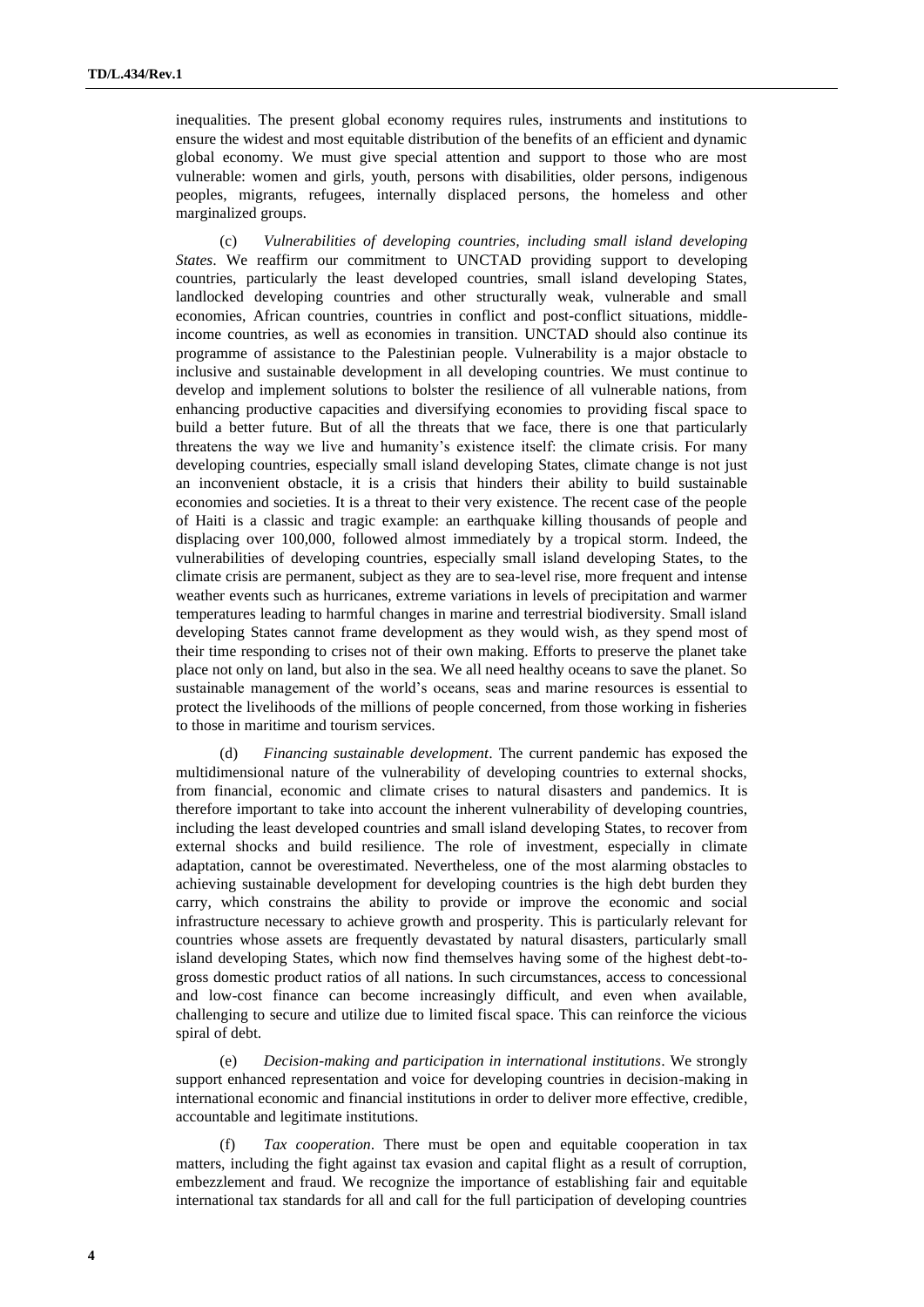inequalities. The present global economy requires rules, instruments and institutions to ensure the widest and most equitable distribution of the benefits of an efficient and dynamic global economy. We must give special attention and support to those who are most vulnerable: women and girls, youth, persons with disabilities, older persons, indigenous peoples, migrants, refugees, internally displaced persons, the homeless and other marginalized groups.

(c) *Vulnerabilities of developing countries, including small island developing States*. We reaffirm our commitment to UNCTAD providing support to developing countries, particularly the least developed countries, small island developing States, landlocked developing countries and other structurally weak, vulnerable and small economies, African countries, countries in conflict and post-conflict situations, middle-income countries, as well as economies in transition. UNCTAD should also continue its programme of assistance to the Palestinian people. Vulnerability is a major obstacle to inclusive and sustainable development in all developing countries. We must continue to develop and implement solutions to bolster the resilience of all vulnerable nations, from enhancing productive capacities and diversifying economies to providing fiscal space to build a better future. But of all the threats that we face, there is one that particularly threatens the way we live and humanity's existence itself: the climate crisis. For many developing countries, especially small island developing States, climate change is not just an inconvenient obstacle, it is a crisis that hinders their ability to build sustainable economies and societies. It is a threat to their very existence. The recent case of the people of Haiti is a classic and tragic example: an earthquake killing thousands of people and displacing over 100,000, followed almost immediately by a tropical storm. Indeed, the vulnerabilities of developing countries, especially small island developing States, to the climate crisis are permanent, subject as they are to sea-level rise, more frequent and intense weather events such as hurricanes, extreme variations in levels of precipitation and warmer temperatures leading to harmful changes in marine and terrestrial biodiversity. Small island developing States cannot frame development as they would wish, as they spend most of their time responding to crises not of their own making. Efforts to preserve the planet take place not only on land, but also in the sea. We all need healthy oceans to save the planet. So sustainable management of the world's oceans, seas and marine resources is essential to protect the livelihoods of the millions of people concerned, from those working in fisheries to those in maritime and tourism services.

(d) *Financing sustainable development*. The current pandemic has exposed the multidimensional nature of the vulnerability of developing countries to external shocks, from financial, economic and climate crises to natural disasters and pandemics. It is therefore important to take into account the inherent vulnerability of developing countries, including the least developed countries and small island developing States, to recover from external shocks and build resilience. The role of investment, especially in climate adaptation, cannot be overestimated. Nevertheless, one of the most alarming obstacles to achieving sustainable development for developing countries is the high debt burden they carry, which constrains the ability to provide or improve the economic and social infrastructure necessary to achieve growth and prosperity. This is particularly relevant for countries whose assets are frequently devastated by natural disasters, particularly small island developing States, which now find themselves having some of the highest debt-to-gross domestic product ratios of all nations. In such circumstances, access to concessional and low-cost finance can become increasingly difficult, and even when available, challenging to secure and utilize due to limited fiscal space. This can reinforce the vicious spiral of debt.

(e) *Decision-making and participation in international institutions*. We strongly support enhanced representation and voice for developing countries in decision-making in international economic and financial institutions in order to deliver more effective, credible, accountable and legitimate institutions.

(f) *Tax cooperation*. There must be open and equitable cooperation in tax matters, including the fight against tax evasion and capital flight as a result of corruption, embezzlement and fraud. We recognize the importance of establishing fair and equitable international tax standards for all and call for the full participation of developing countries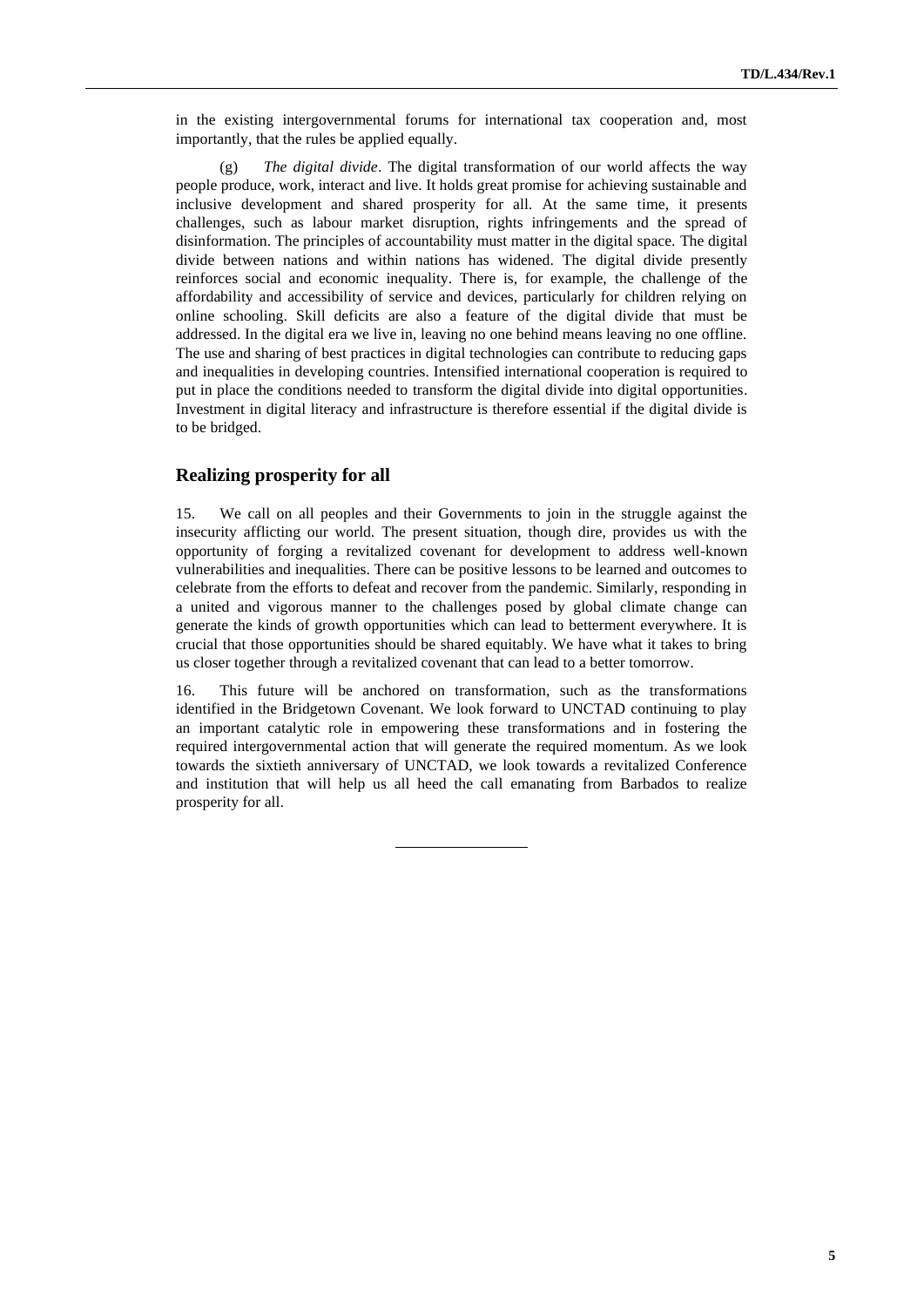in the existing intergovernmental forums for international tax cooperation and, most importantly, that the rules be applied equally.

(g) *The digital divide*. The digital transformation of our world affects the way people produce, work, interact and live. It holds great promise for achieving sustainable and inclusive development and shared prosperity for all. At the same time, it presents challenges, such as labour market disruption, rights infringements and the spread of disinformation. The principles of accountability must matter in the digital space. The digital divide between nations and within nations has widened. The digital divide presently reinforces social and economic inequality. There is, for example, the challenge of the affordability and accessibility of service and devices, particularly for children relying on online schooling. Skill deficits are also a feature of the digital divide that must be addressed. In the digital era we live in, leaving no one behind means leaving no one offline. The use and sharing of best practices in digital technologies can contribute to reducing gaps and inequalities in developing countries. Intensified international cooperation is required to put in place the conditions needed to transform the digital divide into digital opportunities. Investment in digital literacy and infrastructure is therefore essential if the digital divide is to be bridged.

## Realizing prosperity for all

15. We call on all peoples and their Governments to join in the struggle against the insecurity afflicting our world. The present situation, though dire, provides us with the opportunity of forging a revitalized covenant for development to address well-known vulnerabilities and inequalities. There can be positive lessons to be learned and outcomes to celebrate from the efforts to defeat and recover from the pandemic. Similarly, responding in a united and vigorous manner to the challenges posed by global climate change can generate the kinds of growth opportunities which can lead to betterment everywhere. It is crucial that those opportunities should be shared equitably. We have what it takes to bring us closer together through a revitalized covenant that can lead to a better tomorrow.

16. This future will be anchored on transformation, such as the transformations identified in the Bridgetown Covenant. We look forward to UNCTAD continuing to play an important catalytic role in empowering these transformations and in fostering the required intergovernmental action that will generate the required momentum. As we look towards the sixtieth anniversary of UNCTAD, we look towards a revitalized Conference and institution that will help us all heed the call emanating from Barbados to realize prosperity for all.